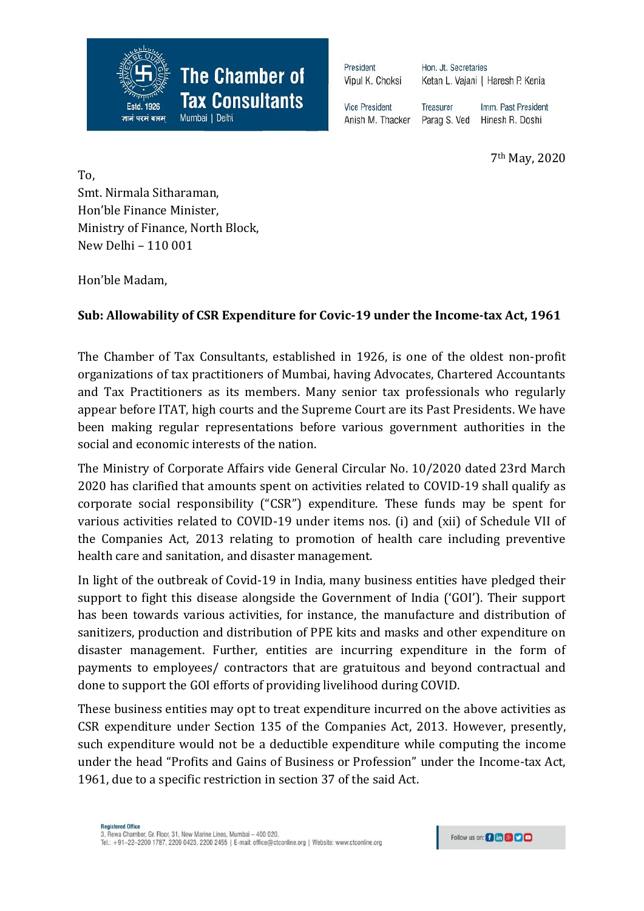**The Chamber of Tax Consultants**
Mumbai | Delhi
Estd. 1926

| President | Hon. Jt. Secretaries | |
|---|---|---|
| Vipul K. Choksi | Ketan L. Vajani \| Haresh P. Kenia | |
| Vice President | Treasurer | Imm. Past President |
| Anish M. Thacker | Parag S. Ved | Hinesh R. Doshi |

7th May, 2020

To,
Smt. Nirmala Sitharaman,
Hon'ble Finance Minister,
Ministry of Finance, North Block,
New Delhi – 110 001

Hon'ble Madam,

**Sub: Allowability of CSR Expenditure for Covic-19 under the Income-tax Act, 1961**

The Chamber of Tax Consultants, established in 1926, is one of the oldest non-profit organizations of tax practitioners of Mumbai, having Advocates, Chartered Accountants and Tax Practitioners as its members. Many senior tax professionals who regularly appear before ITAT, high courts and the Supreme Court are its Past Presidents. We have been making regular representations before various government authorities in the social and economic interests of the nation.

The Ministry of Corporate Affairs vide General Circular No. 10/2020 dated 23rd March 2020 has clarified that amounts spent on activities related to COVID-19 shall qualify as corporate social responsibility ("CSR") expenditure. These funds may be spent for various activities related to COVID-19 under items nos. (i) and (xii) of Schedule VII of the Companies Act, 2013 relating to promotion of health care including preventive health care and sanitation, and disaster management.

In light of the outbreak of Covid-19 in India, many business entities have pledged their support to fight this disease alongside the Government of India ('GOI'). Their support has been towards various activities, for instance, the manufacture and distribution of sanitizers, production and distribution of PPE kits and masks and other expenditure on disaster management. Further, entities are incurring expenditure in the form of payments to employees/ contractors that are gratuitous and beyond contractual and done to support the GOI efforts of providing livelihood during COVID.

These business entities may opt to treat expenditure incurred on the above activities as CSR expenditure under Section 135 of the Companies Act, 2013. However, presently, such expenditure would not be a deductible expenditure while computing the income under the head "Profits and Gains of Business or Profession" under the Income-tax Act, 1961, due to a specific restriction in section 37 of the said Act.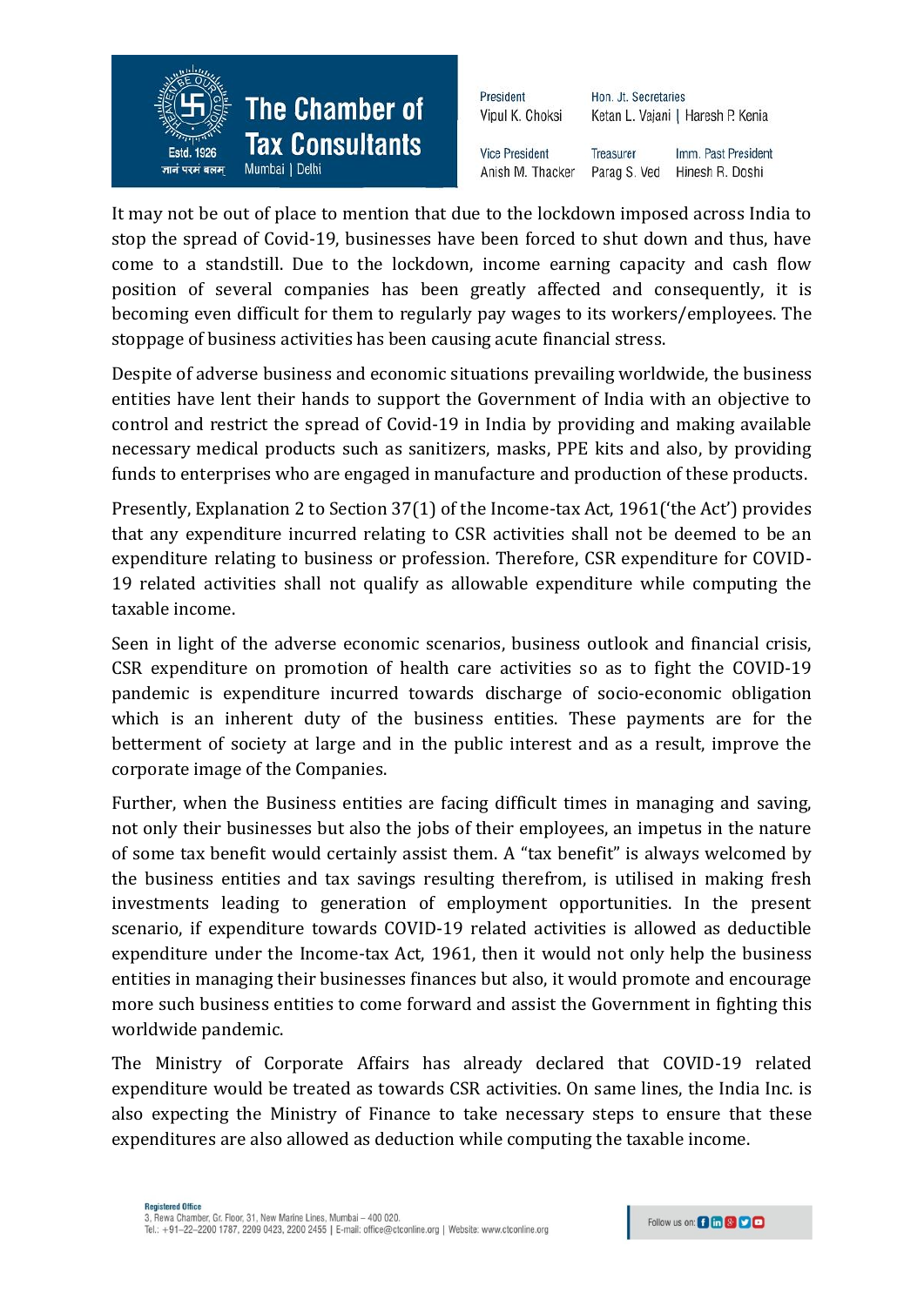It may not be out of place to mention that due to the lockdown imposed across India to stop the spread of Covid-19, businesses have been forced to shut down and thus, have come to a standstill. Due to the lockdown, income earning capacity and cash flow position of several companies has been greatly affected and consequently, it is becoming even difficult for them to regularly pay wages to its workers/employees. The stoppage of business activities has been causing acute financial stress.

Despite of adverse business and economic situations prevailing worldwide, the business entities have lent their hands to support the Government of India with an objective to control and restrict the spread of Covid-19 in India by providing and making available necessary medical products such as sanitizers, masks, PPE kits and also, by providing funds to enterprises who are engaged in manufacture and production of these products.

Presently, Explanation 2 to Section 37(1) of the Income-tax Act, 1961('the Act') provides that any expenditure incurred relating to CSR activities shall not be deemed to be an expenditure relating to business or profession. Therefore, CSR expenditure for COVID-19 related activities shall not qualify as allowable expenditure while computing the taxable income.

Seen in light of the adverse economic scenarios, business outlook and financial crisis, CSR expenditure on promotion of health care activities so as to fight the COVID-19 pandemic is expenditure incurred towards discharge of socio-economic obligation which is an inherent duty of the business entities. These payments are for the betterment of society at large and in the public interest and as a result, improve the corporate image of the Companies.

Further, when the Business entities are facing difficult times in managing and saving, not only their businesses but also the jobs of their employees, an impetus in the nature of some tax benefit would certainly assist them. A "tax benefit" is always welcomed by the business entities and tax savings resulting therefrom, is utilised in making fresh investments leading to generation of employment opportunities. In the present scenario, if expenditure towards COVID-19 related activities is allowed as deductible expenditure under the Income-tax Act, 1961, then it would not only help the business entities in managing their businesses finances but also, it would promote and encourage more such business entities to come forward and assist the Government in fighting this worldwide pandemic.

The Ministry of Corporate Affairs has already declared that COVID-19 related expenditure would be treated as towards CSR activities. On same lines, the India Inc. is also expecting the Ministry of Finance to take necessary steps to ensure that these expenditures are also allowed as deduction while computing the taxable income.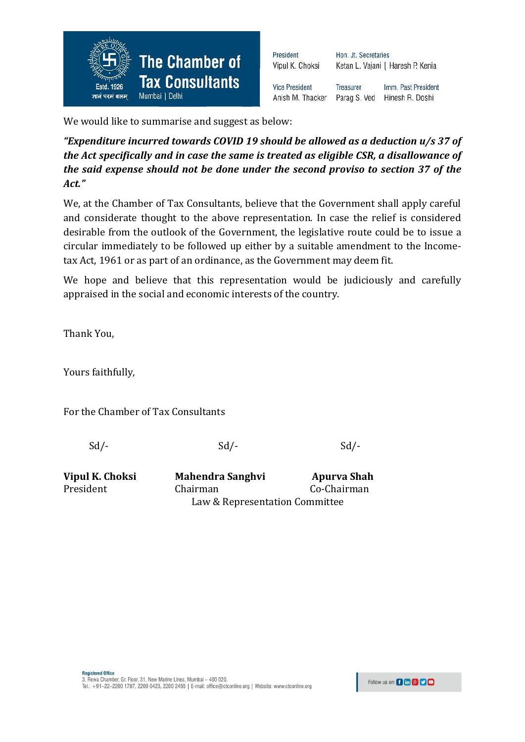We would like to summarise and suggest as below:

***"Expenditure incurred towards COVID 19 should be allowed as a deduction u/s 37 of the Act specifically and in case the same is treated as eligible CSR, a disallowance of the said expense should not be done under the second proviso to section 37 of the Act."***

We, at the Chamber of Tax Consultants, believe that the Government shall apply careful and considerate thought to the above representation. In case the relief is considered desirable from the outlook of the Government, the legislative route could be to issue a circular immediately to be followed up either by a suitable amendment to the Income-tax Act, 1961 or as part of an ordinance, as the Government may deem fit.

We hope and believe that this representation would be judiciously and carefully appraised in the social and economic interests of the country.

Thank You,

Yours faithfully,

For the Chamber of Tax Consultants

| Sd/- | Sd/- | Sd/- |
|---|---|---|
| **Vipul K. Choksi** | **Mahendra Sanghvi** | **Apurva Shah** |
| President | Chairman | Co-Chairman |

Law & Representation Committee